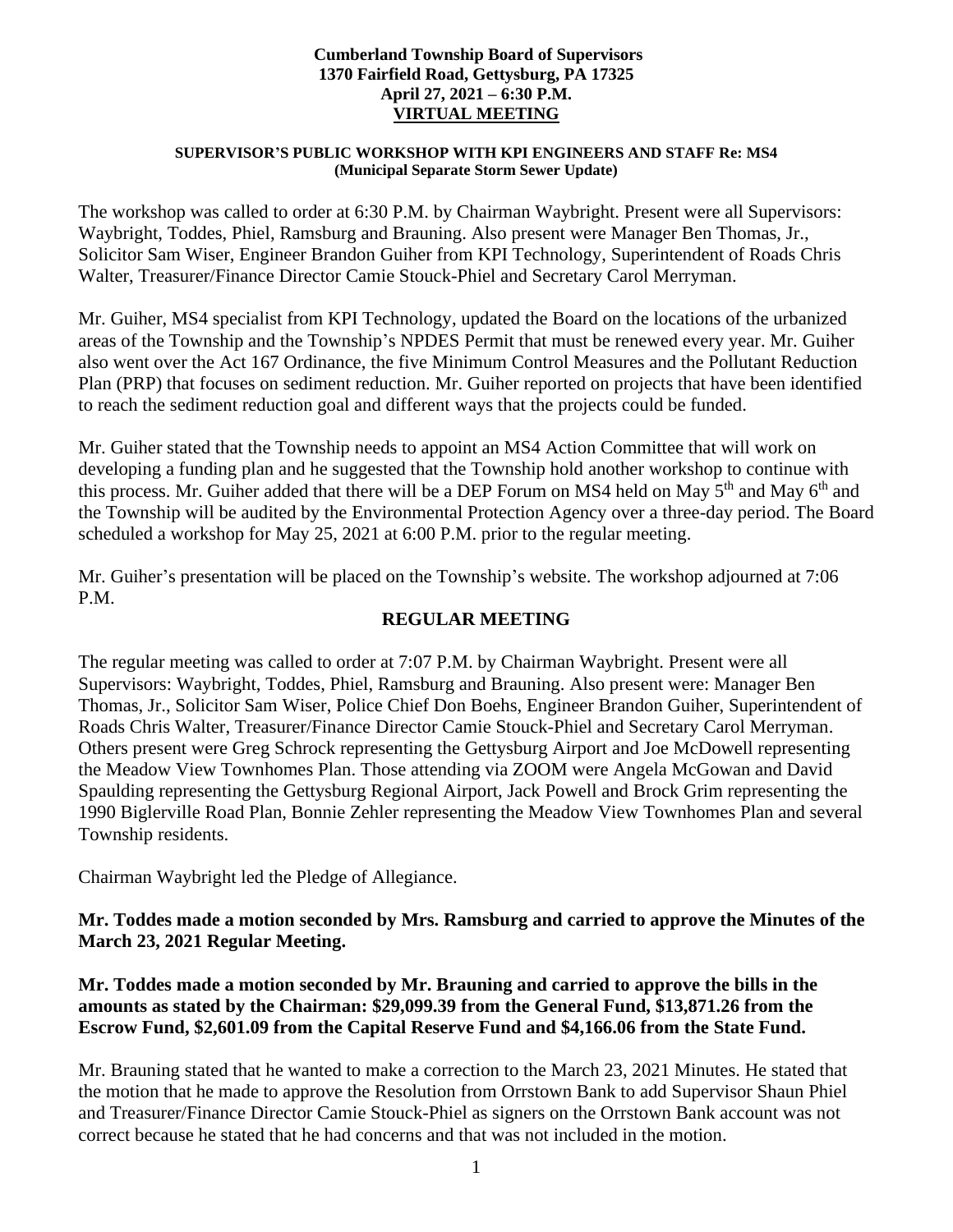**Cumberland Township Board of Supervisors**
**1370 Fairfield Road, Gettysburg, PA 17325**
**April 27, 2021 – 6:30 P.M.**
**VIRTUAL MEETING**

**SUPERVISOR'S PUBLIC WORKSHOP WITH KPI ENGINEERS AND STAFF Re: MS4 (Municipal Separate Storm Sewer Update)**

The workshop was called to order at 6:30 P.M. by Chairman Waybright. Present were all Supervisors: Waybright, Toddes, Phiel, Ramsburg and Brauning. Also present were Manager Ben Thomas, Jr., Solicitor Sam Wiser, Engineer Brandon Guiher from KPI Technology, Superintendent of Roads Chris Walter, Treasurer/Finance Director Camie Stouck-Phiel and Secretary Carol Merryman.

Mr. Guiher, MS4 specialist from KPI Technology, updated the Board on the locations of the urbanized areas of the Township and the Township's NPDES Permit that must be renewed every year. Mr. Guiher also went over the Act 167 Ordinance, the five Minimum Control Measures and the Pollutant Reduction Plan (PRP) that focuses on sediment reduction. Mr. Guiher reported on projects that have been identified to reach the sediment reduction goal and different ways that the projects could be funded.

Mr. Guiher stated that the Township needs to appoint an MS4 Action Committee that will work on developing a funding plan and he suggested that the Township hold another workshop to continue with this process. Mr. Guiher added that there will be a DEP Forum on MS4 held on May 5th and May 6th and the Township will be audited by the Environmental Protection Agency over a three-day period. The Board scheduled a workshop for May 25, 2021 at 6:00 P.M. prior to the regular meeting.

Mr. Guiher's presentation will be placed on the Township's website. The workshop adjourned at 7:06 P.M.

## REGULAR MEETING

The regular meeting was called to order at 7:07 P.M. by Chairman Waybright. Present were all Supervisors: Waybright, Toddes, Phiel, Ramsburg and Brauning. Also present were: Manager Ben Thomas, Jr., Solicitor Sam Wiser, Police Chief Don Boehs, Engineer Brandon Guiher, Superintendent of Roads Chris Walter, Treasurer/Finance Director Camie Stouck-Phiel and Secretary Carol Merryman. Others present were Greg Schrock representing the Gettysburg Airport and Joe McDowell representing the Meadow View Townhomes Plan. Those attending via ZOOM were Angela McGowan and David Spaulding representing the Gettysburg Regional Airport, Jack Powell and Brock Grim representing the 1990 Biglerville Road Plan, Bonnie Zehler representing the Meadow View Townhomes Plan and several Township residents.

Chairman Waybright led the Pledge of Allegiance.

**Mr. Toddes made a motion seconded by Mrs. Ramsburg and carried to approve the Minutes of the March 23, 2021 Regular Meeting.**

**Mr. Toddes made a motion seconded by Mr. Brauning and carried to approve the bills in the amounts as stated by the Chairman: $29,099.39 from the General Fund, $13,871.26 from the Escrow Fund, $2,601.09 from the Capital Reserve Fund and $4,166.06 from the State Fund.**

Mr. Brauning stated that he wanted to make a correction to the March 23, 2021 Minutes. He stated that the motion that he made to approve the Resolution from Orrstown Bank to add Supervisor Shaun Phiel and Treasurer/Finance Director Camie Stouck-Phiel as signers on the Orrstown Bank account was not correct because he stated that he had concerns and that was not included in the motion.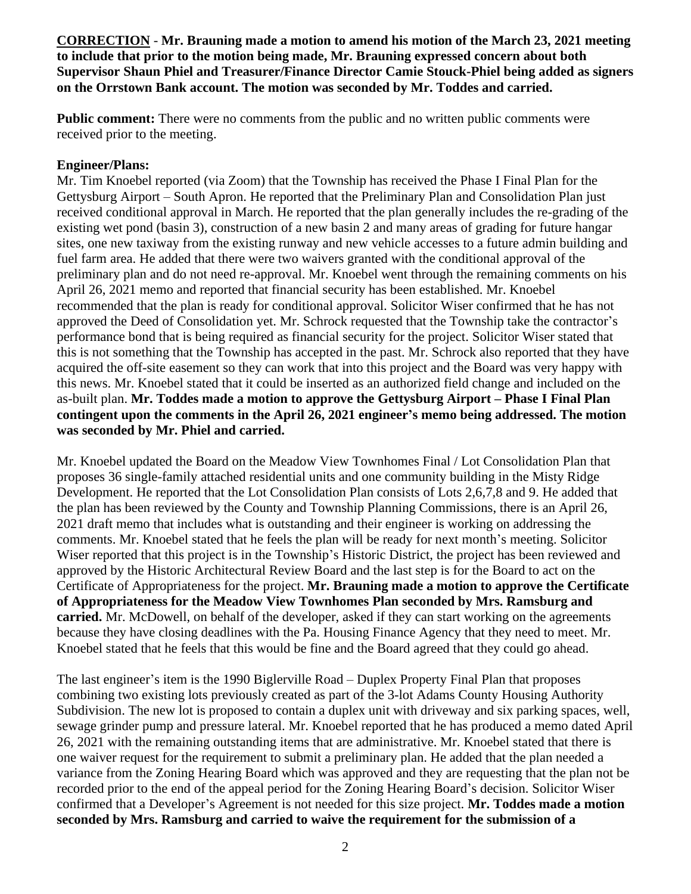**CORRECTION** - **Mr. Brauning made a motion to amend his motion of the March 23, 2021 meeting to include that prior to the motion being made, Mr. Brauning expressed concern about both Supervisor Shaun Phiel and Treasurer/Finance Director Camie Stouck-Phiel being added as signers on the Orrstown Bank account. The motion was seconded by Mr. Toddes and carried.**

**Public comment:** There were no comments from the public and no written public comments were received prior to the meeting.

**Engineer/Plans:**

Mr. Tim Knoebel reported (via Zoom) that the Township has received the Phase I Final Plan for the Gettysburg Airport – South Apron. He reported that the Preliminary Plan and Consolidation Plan just received conditional approval in March. He reported that the plan generally includes the re-grading of the existing wet pond (basin 3), construction of a new basin 2 and many areas of grading for future hangar sites, one new taxiway from the existing runway and new vehicle accesses to a future admin building and fuel farm area. He added that there were two waivers granted with the conditional approval of the preliminary plan and do not need re-approval. Mr. Knoebel went through the remaining comments on his April 26, 2021 memo and reported that financial security has been established. Mr. Knoebel recommended that the plan is ready for conditional approval. Solicitor Wiser confirmed that he has not approved the Deed of Consolidation yet. Mr. Schrock requested that the Township take the contractor's performance bond that is being required as financial security for the project. Solicitor Wiser stated that this is not something that the Township has accepted in the past. Mr. Schrock also reported that they have acquired the off-site easement so they can work that into this project and the Board was very happy with this news. Mr. Knoebel stated that it could be inserted as an authorized field change and included on the as-built plan. **Mr. Toddes made a motion to approve the Gettysburg Airport – Phase I Final Plan contingent upon the comments in the April 26, 2021 engineer's memo being addressed. The motion was seconded by Mr. Phiel and carried.**

Mr. Knoebel updated the Board on the Meadow View Townhomes Final / Lot Consolidation Plan that proposes 36 single-family attached residential units and one community building in the Misty Ridge Development. He reported that the Lot Consolidation Plan consists of Lots 2,6,7,8 and 9. He added that the plan has been reviewed by the County and Township Planning Commissions, there is an April 26, 2021 draft memo that includes what is outstanding and their engineer is working on addressing the comments. Mr. Knoebel stated that he feels the plan will be ready for next month's meeting. Solicitor Wiser reported that this project is in the Township's Historic District, the project has been reviewed and approved by the Historic Architectural Review Board and the last step is for the Board to act on the Certificate of Appropriateness for the project. **Mr. Brauning made a motion to approve the Certificate of Appropriateness for the Meadow View Townhomes Plan seconded by Mrs. Ramsburg and carried.** Mr. McDowell, on behalf of the developer, asked if they can start working on the agreements because they have closing deadlines with the Pa. Housing Finance Agency that they need to meet. Mr. Knoebel stated that he feels that this would be fine and the Board agreed that they could go ahead.

The last engineer's item is the 1990 Biglerville Road – Duplex Property Final Plan that proposes combining two existing lots previously created as part of the 3-lot Adams County Housing Authority Subdivision. The new lot is proposed to contain a duplex unit with driveway and six parking spaces, well, sewage grinder pump and pressure lateral. Mr. Knoebel reported that he has produced a memo dated April 26, 2021 with the remaining outstanding items that are administrative. Mr. Knoebel stated that there is one waiver request for the requirement to submit a preliminary plan. He added that the plan needed a variance from the Zoning Hearing Board which was approved and they are requesting that the plan not be recorded prior to the end of the appeal period for the Zoning Hearing Board's decision. Solicitor Wiser confirmed that a Developer's Agreement is not needed for this size project. **Mr. Toddes made a motion seconded by Mrs. Ramsburg and carried to waive the requirement for the submission of a**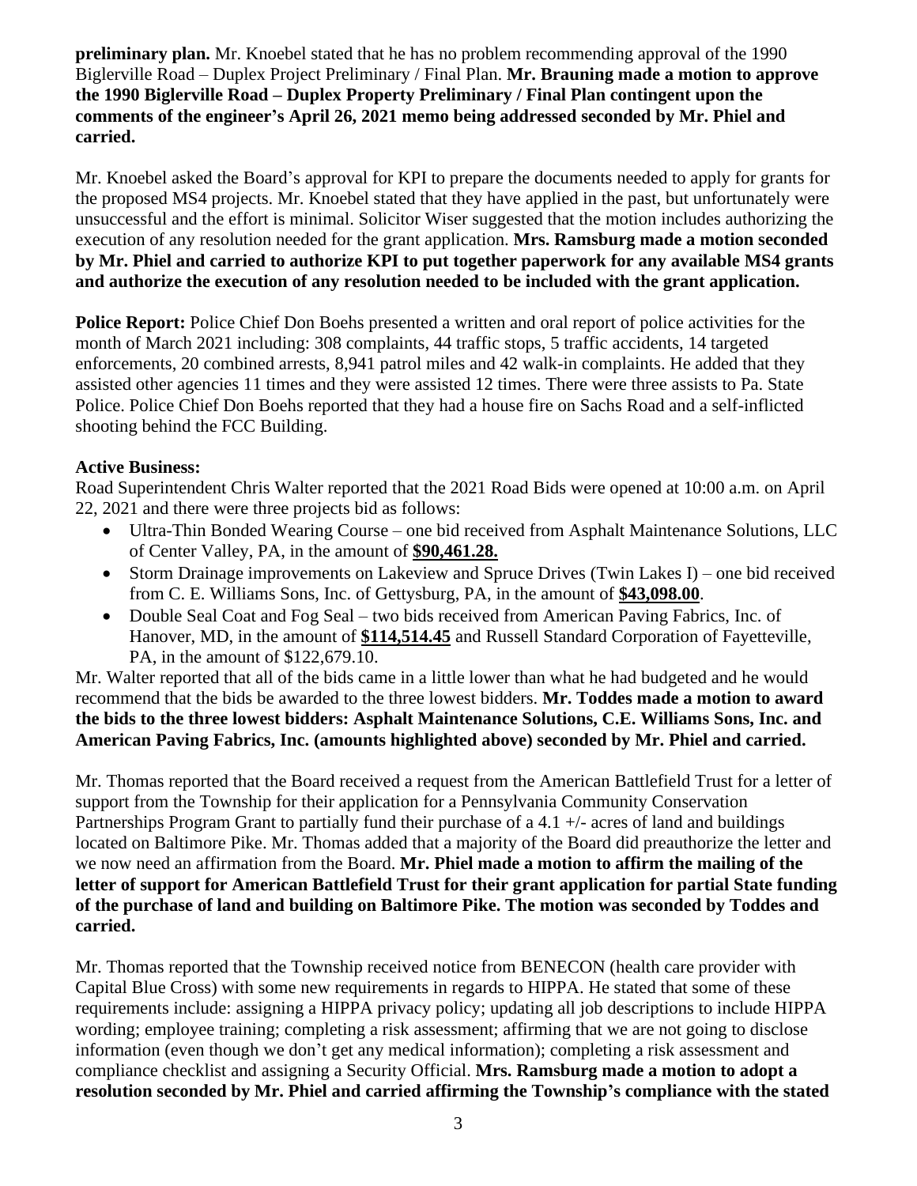**preliminary plan.** Mr. Knoebel stated that he has no problem recommending approval of the 1990 Biglerville Road – Duplex Project Preliminary / Final Plan. **Mr. Brauning made a motion to approve the 1990 Biglerville Road – Duplex Property Preliminary / Final Plan contingent upon the comments of the engineer's April 26, 2021 memo being addressed seconded by Mr. Phiel and carried.**

Mr. Knoebel asked the Board's approval for KPI to prepare the documents needed to apply for grants for the proposed MS4 projects. Mr. Knoebel stated that they have applied in the past, but unfortunately were unsuccessful and the effort is minimal. Solicitor Wiser suggested that the motion includes authorizing the execution of any resolution needed for the grant application. **Mrs. Ramsburg made a motion seconded by Mr. Phiel and carried to authorize KPI to put together paperwork for any available MS4 grants and authorize the execution of any resolution needed to be included with the grant application.**

**Police Report:** Police Chief Don Boehs presented a written and oral report of police activities for the month of March 2021 including: 308 complaints, 44 traffic stops, 5 traffic accidents, 14 targeted enforcements, 20 combined arrests, 8,941 patrol miles and 42 walk-in complaints. He added that they assisted other agencies 11 times and they were assisted 12 times. There were three assists to Pa. State Police. Police Chief Don Boehs reported that they had a house fire on Sachs Road and a self-inflicted shooting behind the FCC Building.

**Active Business:**

Road Superintendent Chris Walter reported that the 2021 Road Bids were opened at 10:00 a.m. on April 22, 2021 and there were three projects bid as follows:

- Ultra-Thin Bonded Wearing Course – one bid received from Asphalt Maintenance Solutions, LLC of Center Valley, PA, in the amount of **<u>$90,461.28.</u>**
- Storm Drainage improvements on Lakeview and Spruce Drives (Twin Lakes I) – one bid received from C. E. Williams Sons, Inc. of Gettysburg, PA, in the amount of **<u>$43,098.00</u>**.
- Double Seal Coat and Fog Seal – two bids received from American Paving Fabrics, Inc. of Hanover, MD, in the amount of **<u>$114,514.45</u>** and Russell Standard Corporation of Fayetteville, PA, in the amount of $122,679.10.

Mr. Walter reported that all of the bids came in a little lower than what he had budgeted and he would recommend that the bids be awarded to the three lowest bidders. **Mr. Toddes made a motion to award the bids to the three lowest bidders: Asphalt Maintenance Solutions, C.E. Williams Sons, Inc. and American Paving Fabrics, Inc. (amounts highlighted above) seconded by Mr. Phiel and carried.**

Mr. Thomas reported that the Board received a request from the American Battlefield Trust for a letter of support from the Township for their application for a Pennsylvania Community Conservation Partnerships Program Grant to partially fund their purchase of a 4.1 +/- acres of land and buildings located on Baltimore Pike. Mr. Thomas added that a majority of the Board did preauthorize the letter and we now need an affirmation from the Board. **Mr. Phiel made a motion to affirm the mailing of the letter of support for American Battlefield Trust for their grant application for partial State funding of the purchase of land and building on Baltimore Pike. The motion was seconded by Toddes and carried.**

Mr. Thomas reported that the Township received notice from BENECON (health care provider with Capital Blue Cross) with some new requirements in regards to HIPPA. He stated that some of these requirements include: assigning a HIPPA privacy policy; updating all job descriptions to include HIPPA wording; employee training; completing a risk assessment; affirming that we are not going to disclose information (even though we don't get any medical information); completing a risk assessment and compliance checklist and assigning a Security Official. **Mrs. Ramsburg made a motion to adopt a resolution seconded by Mr. Phiel and carried affirming the Township's compliance with the stated**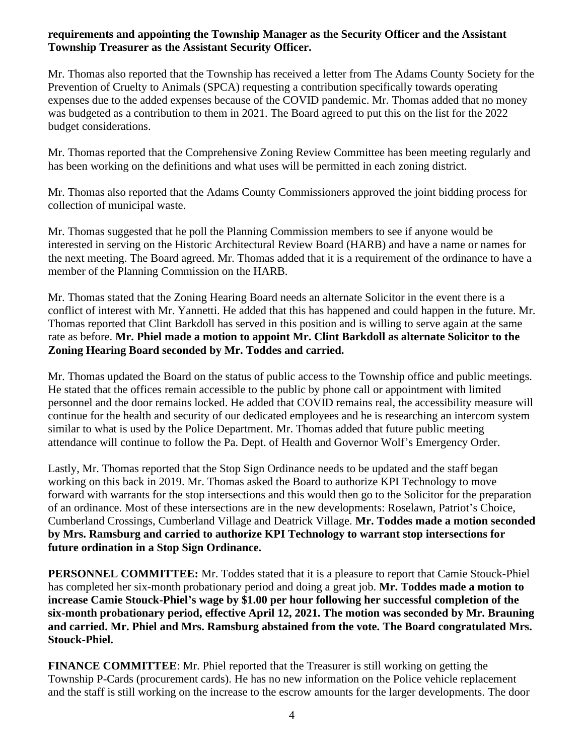**requirements and appointing the Township Manager as the Security Officer and the Assistant Township Treasurer as the Assistant Security Officer.**

Mr. Thomas also reported that the Township has received a letter from The Adams County Society for the Prevention of Cruelty to Animals (SPCA) requesting a contribution specifically towards operating expenses due to the added expenses because of the COVID pandemic. Mr. Thomas added that no money was budgeted as a contribution to them in 2021. The Board agreed to put this on the list for the 2022 budget considerations.

Mr. Thomas reported that the Comprehensive Zoning Review Committee has been meeting regularly and has been working on the definitions and what uses will be permitted in each zoning district.

Mr. Thomas also reported that the Adams County Commissioners approved the joint bidding process for collection of municipal waste.

Mr. Thomas suggested that he poll the Planning Commission members to see if anyone would be interested in serving on the Historic Architectural Review Board (HARB) and have a name or names for the next meeting. The Board agreed. Mr. Thomas added that it is a requirement of the ordinance to have a member of the Planning Commission on the HARB.

Mr. Thomas stated that the Zoning Hearing Board needs an alternate Solicitor in the event there is a conflict of interest with Mr. Yannetti. He added that this has happened and could happen in the future. Mr. Thomas reported that Clint Barkdoll has served in this position and is willing to serve again at the same rate as before. **Mr. Phiel made a motion to appoint Mr. Clint Barkdoll as alternate Solicitor to the Zoning Hearing Board seconded by Mr. Toddes and carried.**

Mr. Thomas updated the Board on the status of public access to the Township office and public meetings. He stated that the offices remain accessible to the public by phone call or appointment with limited personnel and the door remains locked. He added that COVID remains real, the accessibility measure will continue for the health and security of our dedicated employees and he is researching an intercom system similar to what is used by the Police Department. Mr. Thomas added that future public meeting attendance will continue to follow the Pa. Dept. of Health and Governor Wolf's Emergency Order.

Lastly, Mr. Thomas reported that the Stop Sign Ordinance needs to be updated and the staff began working on this back in 2019. Mr. Thomas asked the Board to authorize KPI Technology to move forward with warrants for the stop intersections and this would then go to the Solicitor for the preparation of an ordinance. Most of these intersections are in the new developments: Roselawn, Patriot's Choice, Cumberland Crossings, Cumberland Village and Deatrick Village. **Mr. Toddes made a motion seconded by Mrs. Ramsburg and carried to authorize KPI Technology to warrant stop intersections for future ordination in a Stop Sign Ordinance.**

**PERSONNEL COMMITTEE:** Mr. Toddes stated that it is a pleasure to report that Camie Stouck-Phiel has completed her six-month probationary period and doing a great job. **Mr. Toddes made a motion to increase Camie Stouck-Phiel's wage by $1.00 per hour following her successful completion of the six-month probationary period, effective April 12, 2021. The motion was seconded by Mr. Brauning and carried. Mr. Phiel and Mrs. Ramsburg abstained from the vote. The Board congratulated Mrs. Stouck-Phiel.**

**FINANCE COMMITTEE**: Mr. Phiel reported that the Treasurer is still working on getting the Township P-Cards (procurement cards). He has no new information on the Police vehicle replacement and the staff is still working on the increase to the escrow amounts for the larger developments. The door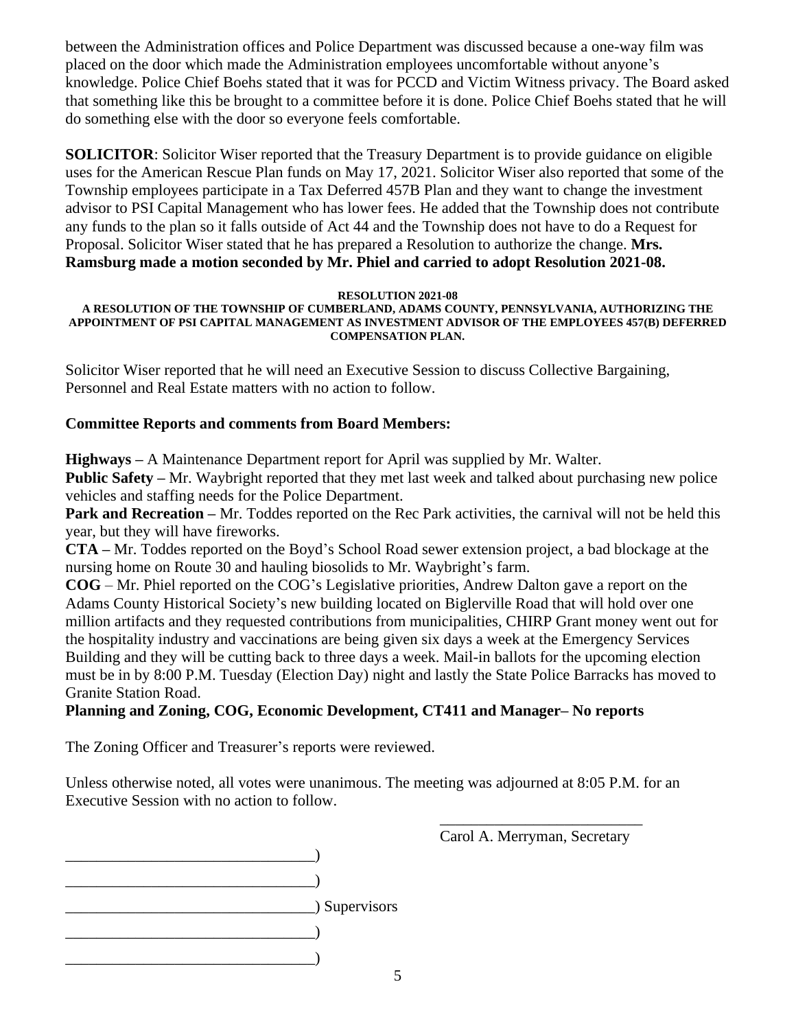between the Administration offices and Police Department was discussed because a one-way film was placed on the door which made the Administration employees uncomfortable without anyone's knowledge. Police Chief Boehs stated that it was for PCCD and Victim Witness privacy. The Board asked that something like this be brought to a committee before it is done. Police Chief Boehs stated that he will do something else with the door so everyone feels comfortable.

**SOLICITOR**: Solicitor Wiser reported that the Treasury Department is to provide guidance on eligible uses for the American Rescue Plan funds on May 17, 2021. Solicitor Wiser also reported that some of the Township employees participate in a Tax Deferred 457B Plan and they want to change the investment advisor to PSI Capital Management who has lower fees. He added that the Township does not contribute any funds to the plan so it falls outside of Act 44 and the Township does not have to do a Request for Proposal. Solicitor Wiser stated that he has prepared a Resolution to authorize the change. **Mrs. Ramsburg made a motion seconded by Mr. Phiel and carried to adopt Resolution 2021-08.**

**RESOLUTION 2021-08**

**A RESOLUTION OF THE TOWNSHIP OF CUMBERLAND, ADAMS COUNTY, PENNSYLVANIA, AUTHORIZING THE APPOINTMENT OF PSI CAPITAL MANAGEMENT AS INVESTMENT ADVISOR OF THE EMPLOYEES 457(B) DEFERRED COMPENSATION PLAN.**

Solicitor Wiser reported that he will need an Executive Session to discuss Collective Bargaining, Personnel and Real Estate matters with no action to follow.

**Committee Reports and comments from Board Members:**

**Highways –** A Maintenance Department report for April was supplied by Mr. Walter.
**Public Safety –** Mr. Waybright reported that they met last week and talked about purchasing new police vehicles and staffing needs for the Police Department.
**Park and Recreation –** Mr. Toddes reported on the Rec Park activities, the carnival will not be held this year, but they will have fireworks.
**CTA –** Mr. Toddes reported on the Boyd's School Road sewer extension project, a bad blockage at the nursing home on Route 30 and hauling biosolids to Mr. Waybright's farm.
**COG** – Mr. Phiel reported on the COG's Legislative priorities, Andrew Dalton gave a report on the Adams County Historical Society's new building located on Biglerville Road that will hold over one million artifacts and they requested contributions from municipalities, CHIRP Grant money went out for the hospitality industry and vaccinations are being given six days a week at the Emergency Services Building and they will be cutting back to three days a week. Mail-in ballots for the upcoming election must be in by 8:00 P.M. Tuesday (Election Day) night and lastly the State Police Barracks has moved to Granite Station Road.
**Planning and Zoning, COG, Economic Development, CT411 and Manager– No reports**

The Zoning Officer and Treasurer's reports were reviewed.

Unless otherwise noted, all votes were unanimous. The meeting was adjourned at 8:05 P.M. for an Executive Session with no action to follow.

\_\_\_\_\_\_\_\_\_\_\_\_\_\_\_\_\_\_\_\_\_\_\_\_\_\_
Carol A. Merryman, Secretary

\_\_\_\_\_\_\_\_\_\_\_\_\_\_\_\_\_\_\_\_\_\_\_\_\_\_\_\_\_\_)
\_\_\_\_\_\_\_\_\_\_\_\_\_\_\_\_\_\_\_\_\_\_\_\_\_\_\_\_\_\_)
\_\_\_\_\_\_\_\_\_\_\_\_\_\_\_\_\_\_\_\_\_\_\_\_\_\_\_\_\_\_) Supervisors
\_\_\_\_\_\_\_\_\_\_\_\_\_\_\_\_\_\_\_\_\_\_\_\_\_\_\_\_\_\_)
\_\_\_\_\_\_\_\_\_\_\_\_\_\_\_\_\_\_\_\_\_\_\_\_\_\_\_\_\_\_)